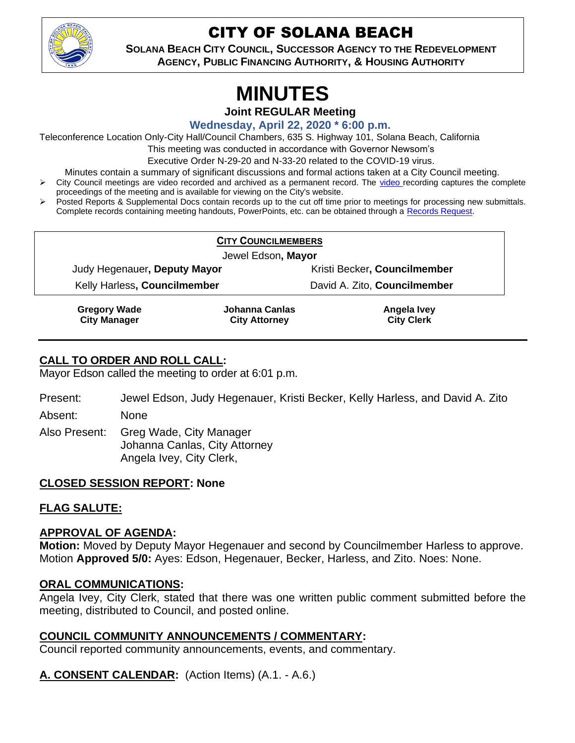# CITY OF SOLANA BEACH

**SOLANA BEACH CITY COUNCIL, SUCCESSOR AGENCY TO THE REDEVELOPMENT AGENCY, PUBLIC FINANCING AUTHORITY, & HOUSING AUTHORITY**

# MINUTES

**Joint REGULAR Meeting**

**Wednesday, April 22, 2020 * 6:00 p.m.**

Teleconference Location Only-City Hall/Council Chambers, 635 S. Highway 101, Solana Beach, California
This meeting was conducted in accordance with Governor Newsom's
Executive Order N-29-20 and N-33-20 related to the COVID-19 virus.

Minutes contain a summary of significant discussions and formal actions taken at a City Council meeting.

- City Council meetings are video recorded and archived as a permanent record. The video recording captures the complete proceedings of the meeting and is available for viewing on the City's website.
- Posted Reports & Supplemental Docs contain records up to the cut off time prior to meetings for processing new submittals. Complete records containing meeting handouts, PowerPoints, etc. can be obtained through a Records Request.

**CITY COUNCILMEMBERS**

Jewel Edson, **Mayor**

Judy Hegenauer, **Deputy Mayor** | Kristi Becker, **Councilmember**

Kelly Harless, **Councilmember** | David A. Zito, **Councilmember**

| **Gregory Wade** **City Manager** | **Johanna Canlas** **City Attorney** | **Angela Ivey** **City Clerk** |
|---|---|---|

## CALL TO ORDER AND ROLL CALL:

Mayor Edson called the meeting to order at 6:01 p.m.

Present: Jewel Edson, Judy Hegenauer, Kristi Becker, Kelly Harless, and David A. Zito

Absent: None

Also Present: Greg Wade, City Manager
Johanna Canlas, City Attorney
Angela Ivey, City Clerk,

## CLOSED SESSION REPORT: None

## FLAG SALUTE:

## APPROVAL OF AGENDA:

**Motion:** Moved by Deputy Mayor Hegenauer and second by Councilmember Harless to approve. Motion **Approved 5/0:** Ayes: Edson, Hegenauer, Becker, Harless, and Zito. Noes: None.

## ORAL COMMUNICATIONS:

Angela Ivey, City Clerk, stated that there was one written public comment submitted before the meeting, distributed to Council, and posted online.

## COUNCIL COMMUNITY ANNOUNCEMENTS / COMMENTARY:

Council reported community announcements, events, and commentary.

## A. CONSENT CALENDAR: (Action Items) (A.1. - A.6.)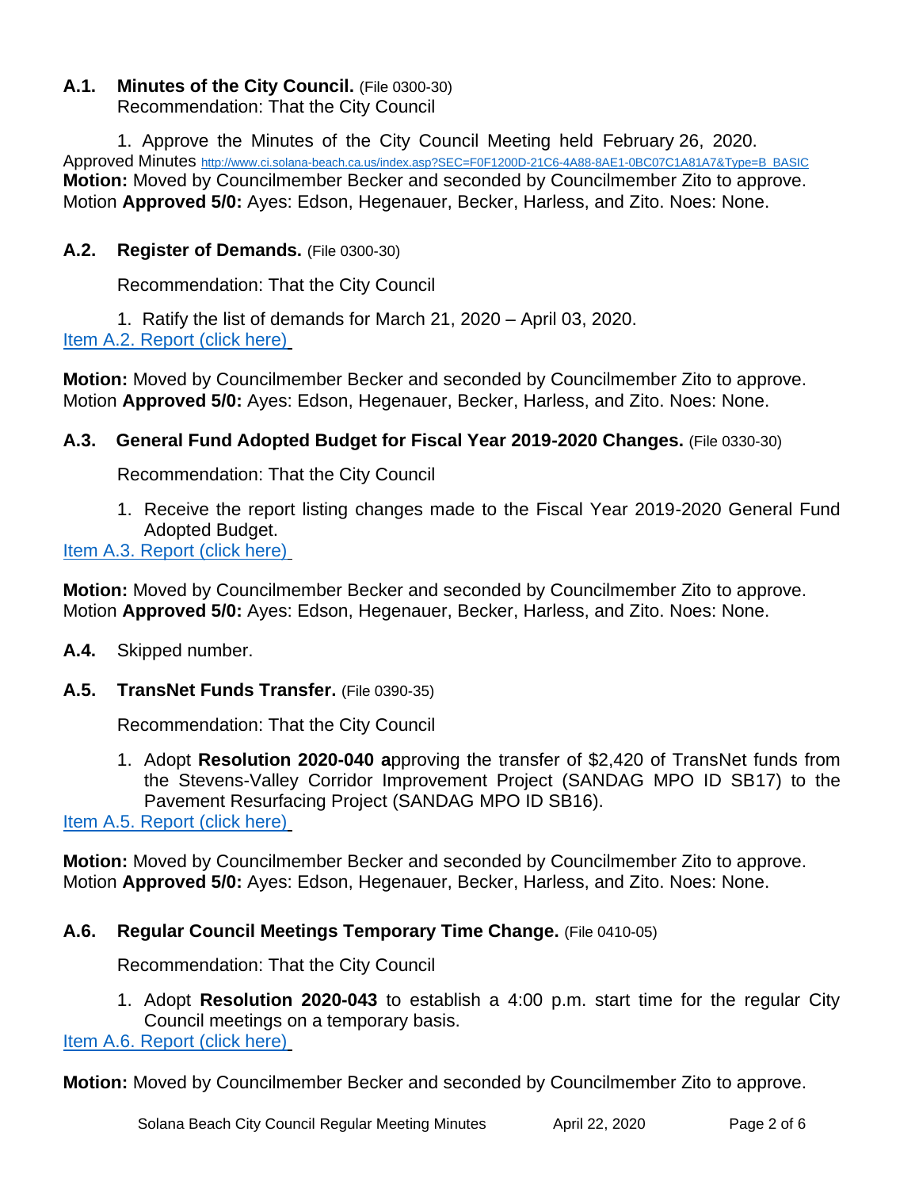**A.1. Minutes of the City Council.** (File 0300-30)
Recommendation: That the City Council

1. Approve the Minutes of the City Council Meeting held February 26, 2020.

Approved Minutes http://www.ci.solana-beach.ca.us/index.asp?SEC=F0F1200D-21C6-4A88-8AE1-0BC07C1A81A7&Type=B_BASIC

**Motion:** Moved by Councilmember Becker and seconded by Councilmember Zito to approve. Motion **Approved 5/0:** Ayes: Edson, Hegenauer, Becker, Harless, and Zito. Noes: None.

**A.2. Register of Demands.** (File 0300-30)

Recommendation: That the City Council

1. Ratify the list of demands for March 21, 2020 – April 03, 2020.

Item A.2. Report (click here)

**Motion:** Moved by Councilmember Becker and seconded by Councilmember Zito to approve. Motion **Approved 5/0:** Ayes: Edson, Hegenauer, Becker, Harless, and Zito. Noes: None.

**A.3. General Fund Adopted Budget for Fiscal Year 2019-2020 Changes.** (File 0330-30)

Recommendation: That the City Council

1. Receive the report listing changes made to the Fiscal Year 2019-2020 General Fund Adopted Budget.

Item A.3. Report (click here)

**Motion:** Moved by Councilmember Becker and seconded by Councilmember Zito to approve. Motion **Approved 5/0:** Ayes: Edson, Hegenauer, Becker, Harless, and Zito. Noes: None.

**A.4.** Skipped number.

**A.5. TransNet Funds Transfer.** (File 0390-35)

Recommendation: That the City Council

1. Adopt **Resolution 2020-040 a**pproving the transfer of $2,420 of TransNet funds from the Stevens-Valley Corridor Improvement Project (SANDAG MPO ID SB17) to the Pavement Resurfacing Project (SANDAG MPO ID SB16).

Item A.5. Report (click here)

**Motion:** Moved by Councilmember Becker and seconded by Councilmember Zito to approve. Motion **Approved 5/0:** Ayes: Edson, Hegenauer, Becker, Harless, and Zito. Noes: None.

**A.6. Regular Council Meetings Temporary Time Change.** (File 0410-05)

Recommendation: That the City Council

1. Adopt **Resolution 2020-043** to establish a 4:00 p.m. start time for the regular City Council meetings on a temporary basis.

Item A.6. Report (click here)

**Motion:** Moved by Councilmember Becker and seconded by Councilmember Zito to approve.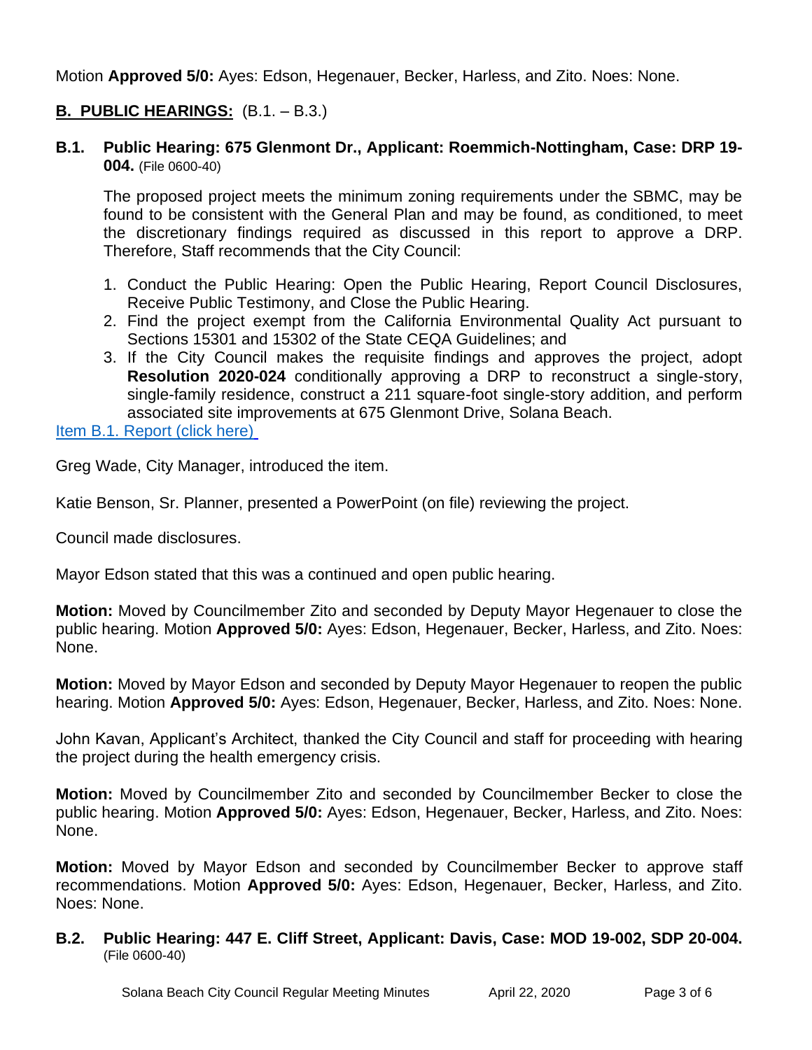Motion **Approved 5/0:** Ayes: Edson, Hegenauer, Becker, Harless, and Zito. Noes: None.

## **B. PUBLIC HEARINGS:** (B.1. – B.3.)

### **B.1. Public Hearing: 675 Glenmont Dr., Applicant: Roemmich-Nottingham, Case: DRP 19-004.** (File 0600-40)

The proposed project meets the minimum zoning requirements under the SBMC, may be found to be consistent with the General Plan and may be found, as conditioned, to meet the discretionary findings required as discussed in this report to approve a DRP. Therefore, Staff recommends that the City Council:

1. Conduct the Public Hearing: Open the Public Hearing, Report Council Disclosures, Receive Public Testimony, and Close the Public Hearing.
2. Find the project exempt from the California Environmental Quality Act pursuant to Sections 15301 and 15302 of the State CEQA Guidelines; and
3. If the City Council makes the requisite findings and approves the project, adopt **Resolution 2020-024** conditionally approving a DRP to reconstruct a single-story, single-family residence, construct a 211 square-foot single-story addition, and perform associated site improvements at 675 Glenmont Drive, Solana Beach.

Item B.1. Report (click here)

Greg Wade, City Manager, introduced the item.

Katie Benson, Sr. Planner, presented a PowerPoint (on file) reviewing the project.

Council made disclosures.

Mayor Edson stated that this was a continued and open public hearing.

**Motion:** Moved by Councilmember Zito and seconded by Deputy Mayor Hegenauer to close the public hearing. Motion **Approved 5/0:** Ayes: Edson, Hegenauer, Becker, Harless, and Zito. Noes: None.

**Motion:** Moved by Mayor Edson and seconded by Deputy Mayor Hegenauer to reopen the public hearing. Motion **Approved 5/0:** Ayes: Edson, Hegenauer, Becker, Harless, and Zito. Noes: None.

John Kavan, Applicant's Architect, thanked the City Council and staff for proceeding with hearing the project during the health emergency crisis.

**Motion:** Moved by Councilmember Zito and seconded by Councilmember Becker to close the public hearing. Motion **Approved 5/0:** Ayes: Edson, Hegenauer, Becker, Harless, and Zito. Noes: None.

**Motion:** Moved by Mayor Edson and seconded by Councilmember Becker to approve staff recommendations. Motion **Approved 5/0:** Ayes: Edson, Hegenauer, Becker, Harless, and Zito. Noes: None.

### **B.2. Public Hearing: 447 E. Cliff Street, Applicant: Davis, Case: MOD 19-002, SDP 20-004.** (File 0600-40)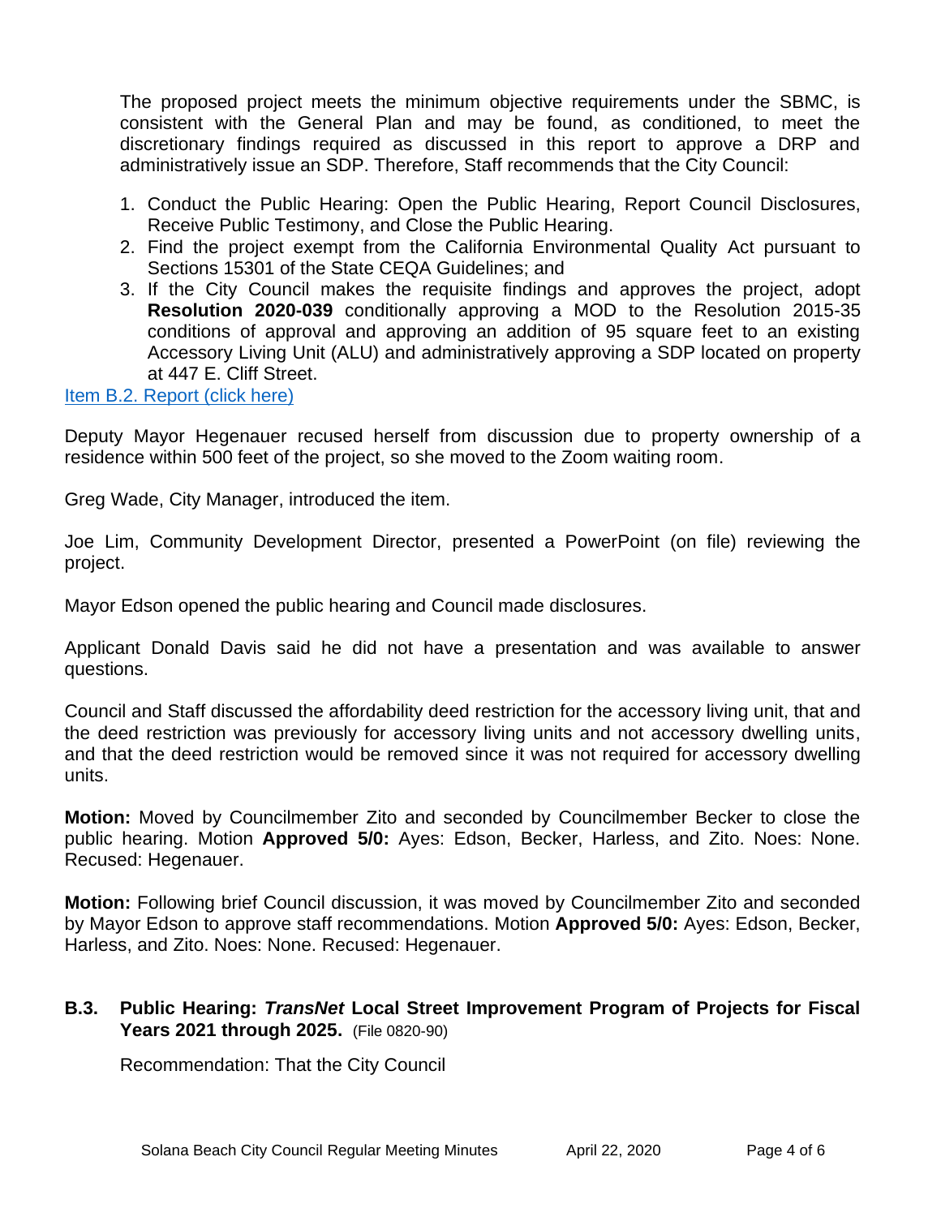The proposed project meets the minimum objective requirements under the SBMC, is consistent with the General Plan and may be found, as conditioned, to meet the discretionary findings required as discussed in this report to approve a DRP and administratively issue an SDP. Therefore, Staff recommends that the City Council:

1. Conduct the Public Hearing: Open the Public Hearing, Report Council Disclosures, Receive Public Testimony, and Close the Public Hearing.
2. Find the project exempt from the California Environmental Quality Act pursuant to Sections 15301 of the State CEQA Guidelines; and
3. If the City Council makes the requisite findings and approves the project, adopt **Resolution 2020-039** conditionally approving a MOD to the Resolution 2015-35 conditions of approval and approving an addition of 95 square feet to an existing Accessory Living Unit (ALU) and administratively approving a SDP located on property at 447 E. Cliff Street.

Item B.2. Report (click here)

Deputy Mayor Hegenauer recused herself from discussion due to property ownership of a residence within 500 feet of the project, so she moved to the Zoom waiting room.

Greg Wade, City Manager, introduced the item.

Joe Lim, Community Development Director, presented a PowerPoint (on file) reviewing the project.

Mayor Edson opened the public hearing and Council made disclosures.

Applicant Donald Davis said he did not have a presentation and was available to answer questions.

Council and Staff discussed the affordability deed restriction for the accessory living unit, that and the deed restriction was previously for accessory living units and not accessory dwelling units, and that the deed restriction would be removed since it was not required for accessory dwelling units.

**Motion:** Moved by Councilmember Zito and seconded by Councilmember Becker to close the public hearing. Motion **Approved 5/0:** Ayes: Edson, Becker, Harless, and Zito. Noes: None. Recused: Hegenauer.

**Motion:** Following brief Council discussion, it was moved by Councilmember Zito and seconded by Mayor Edson to approve staff recommendations. Motion **Approved 5/0:** Ayes: Edson, Becker, Harless, and Zito. Noes: None. Recused: Hegenauer.

### B.3. Public Hearing: *TransNet* Local Street Improvement Program of Projects for Fiscal Years 2021 through 2025. (File 0820-90)

Recommendation: That the City Council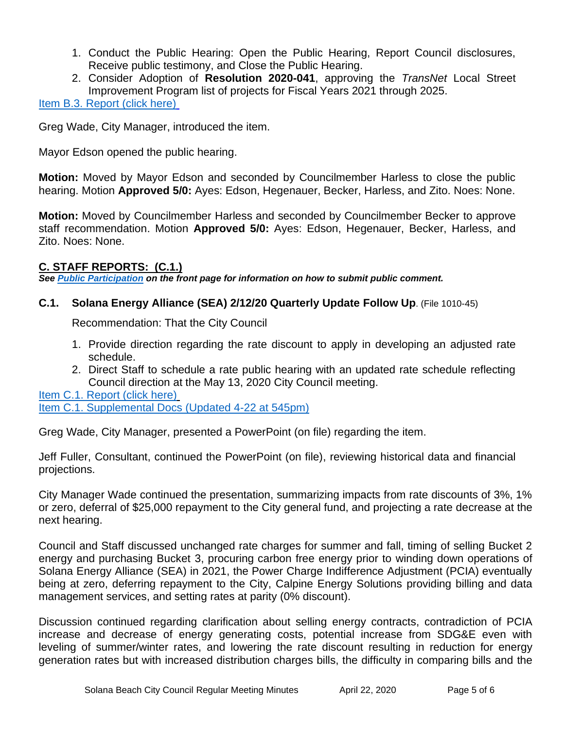1. Conduct the Public Hearing: Open the Public Hearing, Report Council disclosures, Receive public testimony, and Close the Public Hearing.
2. Consider Adoption of **Resolution 2020-041**, approving the *TransNet* Local Street Improvement Program list of projects for Fiscal Years 2021 through 2025.

[Item B.3. Report (click here)]

Greg Wade, City Manager, introduced the item.

Mayor Edson opened the public hearing.

**Motion:** Moved by Mayor Edson and seconded by Councilmember Harless to close the public hearing. Motion **Approved 5/0:** Ayes: Edson, Hegenauer, Becker, Harless, and Zito. Noes: None.

**Motion:** Moved by Councilmember Harless and seconded by Councilmember Becker to approve staff recommendation. Motion **Approved 5/0:** Ayes: Edson, Hegenauer, Becker, Harless, and Zito. Noes: None.

## C. STAFF REPORTS: (C.1.)

***See Public Participation on the front page for information on how to submit public comment.***

### C.1. Solana Energy Alliance (SEA) 2/12/20 Quarterly Update Follow Up. (File 1010-45)

Recommendation: That the City Council

1. Provide direction regarding the rate discount to apply in developing an adjusted rate schedule.
2. Direct Staff to schedule a rate public hearing with an updated rate schedule reflecting Council direction at the May 13, 2020 City Council meeting.

[Item C.1. Report (click here)]
[Item C.1. Supplemental Docs (Updated 4-22 at 545pm)]

Greg Wade, City Manager, presented a PowerPoint (on file) regarding the item.

Jeff Fuller, Consultant, continued the PowerPoint (on file), reviewing historical data and financial projections.

City Manager Wade continued the presentation, summarizing impacts from rate discounts of 3%, 1% or zero, deferral of $25,000 repayment to the City general fund, and projecting a rate decrease at the next hearing.

Council and Staff discussed unchanged rate charges for summer and fall, timing of selling Bucket 2 energy and purchasing Bucket 3, procuring carbon free energy prior to winding down operations of Solana Energy Alliance (SEA) in 2021, the Power Charge Indifference Adjustment (PCIA) eventually being at zero, deferring repayment to the City, Calpine Energy Solutions providing billing and data management services, and setting rates at parity (0% discount).

Discussion continued regarding clarification about selling energy contracts, contradiction of PCIA increase and decrease of energy generating costs, potential increase from SDG&E even with leveling of summer/winter rates, and lowering the rate discount resulting in reduction for energy generation rates but with increased distribution charges bills, the difficulty in comparing bills and the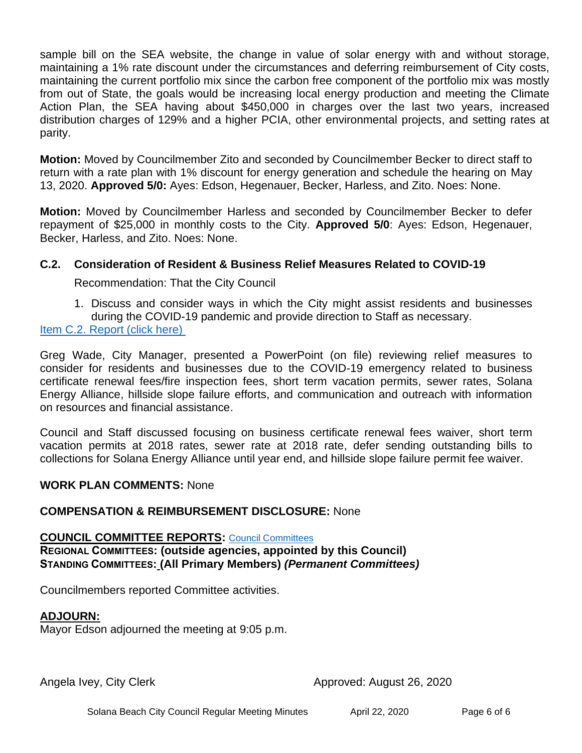sample bill on the SEA website, the change in value of solar energy with and without storage, maintaining a 1% rate discount under the circumstances and deferring reimbursement of City costs, maintaining the current portfolio mix since the carbon free component of the portfolio mix was mostly from out of State, the goals would be increasing local energy production and meeting the Climate Action Plan, the SEA having about $450,000 in charges over the last two years, increased distribution charges of 129% and a higher PCIA, other environmental projects, and setting rates at parity.

**Motion:** Moved by Councilmember Zito and seconded by Councilmember Becker to direct staff to return with a rate plan with 1% discount for energy generation and schedule the hearing on May 13, 2020. **Approved 5/0:** Ayes: Edson, Hegenauer, Becker, Harless, and Zito. Noes: None.

**Motion:** Moved by Councilmember Harless and seconded by Councilmember Becker to defer repayment of $25,000 in monthly costs to the City. **Approved 5/0**: Ayes: Edson, Hegenauer, Becker, Harless, and Zito. Noes: None.

### C.2. Consideration of Resident & Business Relief Measures Related to COVID-19

Recommendation: That the City Council

1. Discuss and consider ways in which the City might assist residents and businesses during the COVID-19 pandemic and provide direction to Staff as necessary.

[Item C.2. Report (click here)]

Greg Wade, City Manager, presented a PowerPoint (on file) reviewing relief measures to consider for residents and businesses due to the COVID-19 emergency related to business certificate renewal fees/fire inspection fees, short term vacation permits, sewer rates, Solana Energy Alliance, hillside slope failure efforts, and communication and outreach with information on resources and financial assistance.

Council and Staff discussed focusing on business certificate renewal fees waiver, short term vacation permits at 2018 rates, sewer rate at 2018 rate, defer sending outstanding bills to collections for Solana Energy Alliance until year end, and hillside slope failure permit fee waiver.

**WORK PLAN COMMENTS:** None

**COMPENSATION & REIMBURSEMENT DISCLOSURE:** None

**COUNCIL COMMITTEE REPORTS:** [Council Committees]

**REGIONAL COMMITTEES: (outside agencies, appointed by this Council)**

**STANDING COMMITTEES: (All Primary Members) *(Permanent Committees)***

Councilmembers reported Committee activities.

**ADJOURN:**

Mayor Edson adjourned the meeting at 9:05 p.m.

Angela Ivey, City Clerk

Approved: August 26, 2020